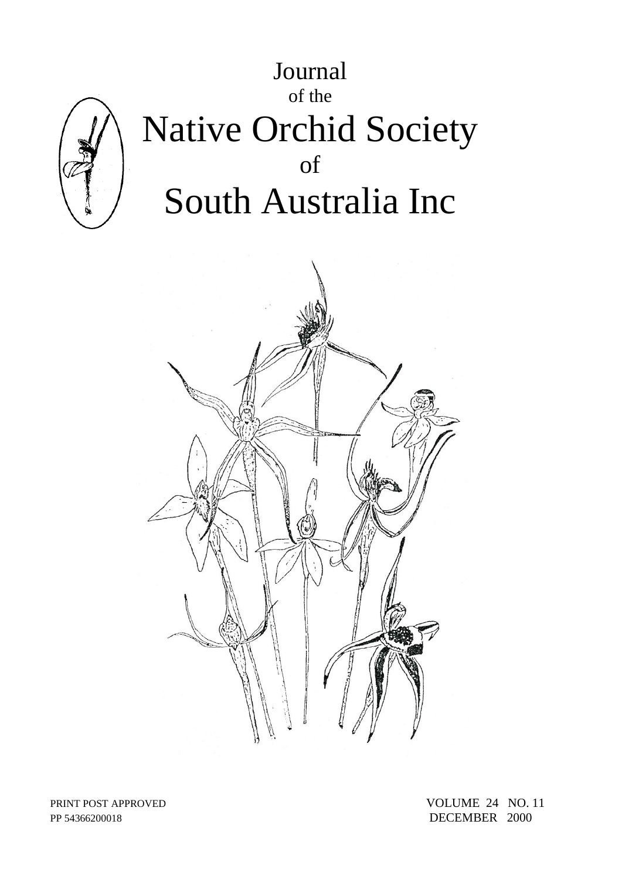# Journal
of the
# Native Orchid Society
of
# South Australia Inc

PRINT POST APPROVED
PP 54366200018

VOLUME 24 NO. 11
DECEMBER 2000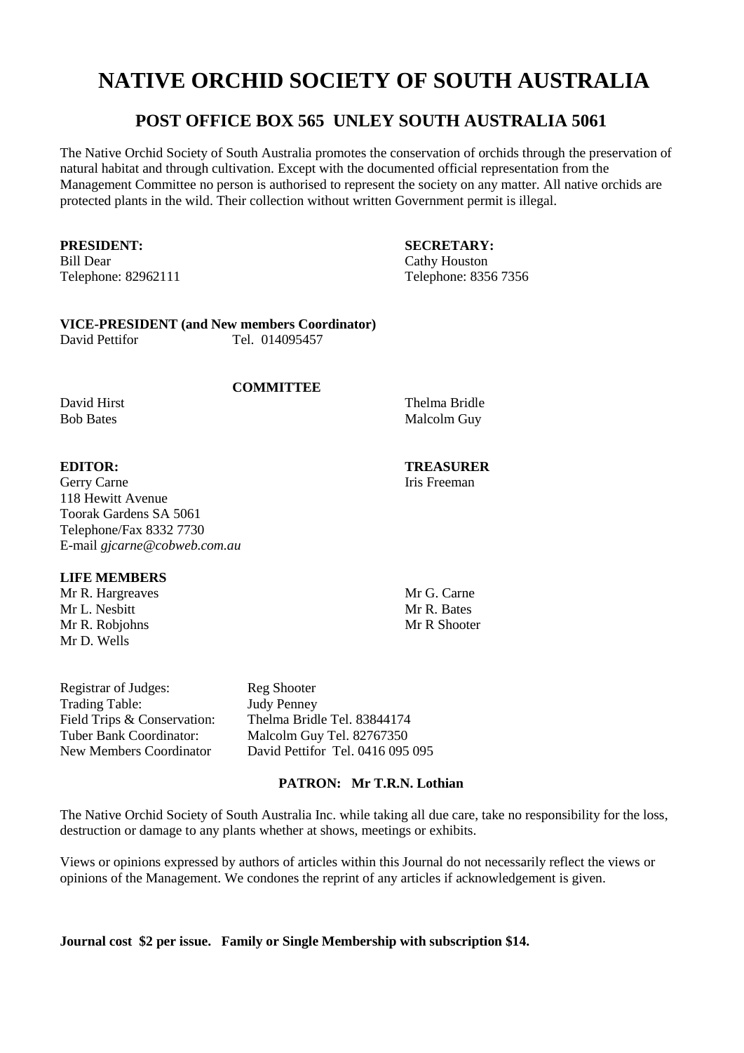# NATIVE ORCHID SOCIETY OF SOUTH AUSTRALIA

## POST OFFICE BOX 565 UNLEY SOUTH AUSTRALIA 5061

The Native Orchid Society of South Australia promotes the conservation of orchids through the preservation of natural habitat and through cultivation. Except with the documented official representation from the Management Committee no person is authorised to represent the society on any matter. All native orchids are protected plants in the wild. Their collection without written Government permit is illegal.

**PRESIDENT:**
Bill Dear
Telephone: 82962111

**SECRETARY:**
Cathy Houston
Telephone: 8356 7356

**VICE-PRESIDENT (and New members Coordinator)**
David Pettifor Tel. 014095457

**COMMITTEE**

David Hirst
Bob Bates
Thelma Bridle
Malcolm Guy

**EDITOR:**
Gerry Carne
118 Hewitt Avenue
Toorak Gardens SA 5061
Telephone/Fax 8332 7730
E-mail *gjcarne@cobweb.com.au*

**TREASURER**
Iris Freeman

**LIFE MEMBERS**

Mr R. Hargreaves
Mr L. Nesbitt
Mr R. Robjohns
Mr D. Wells
Mr G. Carne
Mr R. Bates
Mr R Shooter

Registrar of Judges: Reg Shooter
Trading Table: Judy Penney
Field Trips & Conservation: Thelma Bridle Tel. 83844174
Tuber Bank Coordinator: Malcolm Guy Tel. 82767350
New Members Coordinator David Pettifor Tel. 0416 095 095

**PATRON: Mr T.R.N. Lothian**

The Native Orchid Society of South Australia Inc. while taking all due care, take no responsibility for the loss, destruction or damage to any plants whether at shows, meetings or exhibits.

Views or opinions expressed by authors of articles within this Journal do not necessarily reflect the views or opinions of the Management. We condones the reprint of any articles if acknowledgement is given.

**Journal cost $2 per issue. Family or Single Membership with subscription $14.**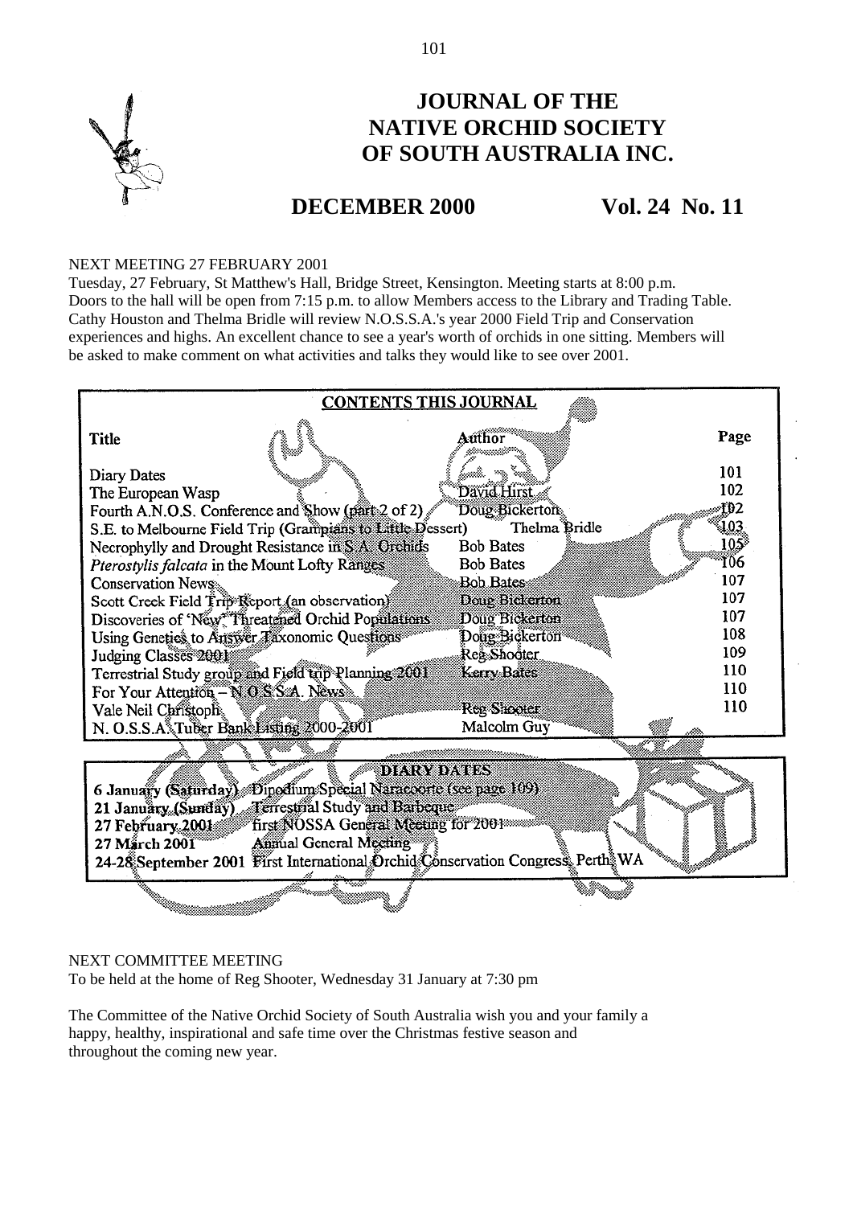# JOURNAL OF THE NATIVE ORCHID SOCIETY OF SOUTH AUSTRALIA INC.

## DECEMBER 2000 Vol. 24 No. 11

NEXT MEETING 27 FEBRUARY 2001

Tuesday, 27 February, St Matthew's Hall, Bridge Street, Kensington. Meeting starts at 8:00 p.m. Doors to the hall will be open from 7:15 p.m. to allow Members access to the Library and Trading Table. Cathy Houston and Thelma Bridle will review N.O.S.S.A.'s year 2000 Field Trip and Conservation experiences and highs. An excellent chance to see a year's worth of orchids in one sitting. Members will be asked to make comment on what activities and talks they would like to see over 2001.

**CONTENTS THIS JOURNAL**

| Title | Author | Page |
|---|---|---|
| Diary Dates | | 101 |
| The European Wasp | David Hirst | 102 |
| Fourth A.N.O.S. Conference and Show (part 2 of 2) | Doug Bickerton | 102 |
| S.E. to Melbourne Field Trip (Grampians to Little Dessert) | Thelma Bridle | 103 |
| Necrophylly and Drought Resistance in S.A. Orchids | Bob Bates | 105 |
| *Pterostylis falcata* in the Mount Lofty Ranges | Bob Bates | 106 |
| Conservation News | Bob Bates | 107 |
| Scott Creek Field Trip Report (an observation) | Doug Bickerton | 107 |
| Discoveries of 'New' Threatened Orchid Populations | Doug Bickerton | 107 |
| Using Genetics to Answer Taxonomic Questions | Doug Bickerton | 108 |
| Judging Classes 2001 | Reg Shooter | 109 |
| Terrestrial Study group and Field trip Planning 2001 | Kerry Bates | 110 |
| For Your Attention – N.O.S.S.A. News | | 110 |
| Vale Neil Christoph | Reg Shooter | 110 |
| N. O.S.S.A. Tuber Bank Listing 2000-2001 | Malcolm Guy | |

**DIARY DATES**

| | |
|---|---|
| **6 January (Saturday)** | Dipodium Special Naracoorte (see page 109) |
| **21 January (Sunday)** | Terrestrial Study and Barbeque |
| **27 February 2001** | first NOSSA General Meeting for 2001 |
| **27 March 2001** | Annual General Meeting |
| **24-28 September 2001** | First International Orchid Conservation Congress, Perth, WA |

NEXT COMMITTEE MEETING

To be held at the home of Reg Shooter, Wednesday 31 January at 7:30 pm

The Committee of the Native Orchid Society of South Australia wish you and your family a happy, healthy, inspirational and safe time over the Christmas festive season and throughout the coming new year.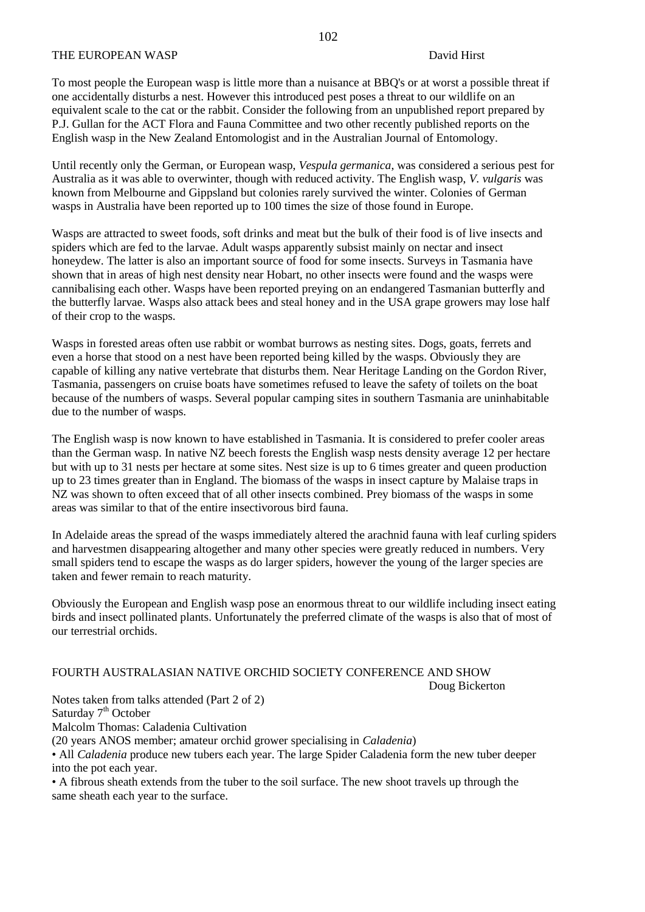## THE EUROPEAN WASP

David Hirst

To most people the European wasp is little more than a nuisance at BBQ's or at worst a possible threat if one accidentally disturbs a nest. However this introduced pest poses a threat to our wildlife on an equivalent scale to the cat or the rabbit. Consider the following from an unpublished report prepared by P.J. Gullan for the ACT Flora and Fauna Committee and two other recently published reports on the English wasp in the New Zealand Entomologist and in the Australian Journal of Entomology.

Until recently only the German, or European wasp, *Vespula germanica*, was considered a serious pest for Australia as it was able to overwinter, though with reduced activity. The English wasp, *V. vulgaris* was known from Melbourne and Gippsland but colonies rarely survived the winter. Colonies of German wasps in Australia have been reported up to 100 times the size of those found in Europe.

Wasps are attracted to sweet foods, soft drinks and meat but the bulk of their food is of live insects and spiders which are fed to the larvae. Adult wasps apparently subsist mainly on nectar and insect honeydew. The latter is also an important source of food for some insects. Surveys in Tasmania have shown that in areas of high nest density near Hobart, no other insects were found and the wasps were cannibalising each other. Wasps have been reported preying on an endangered Tasmanian butterfly and the butterfly larvae. Wasps also attack bees and steal honey and in the USA grape growers may lose half of their crop to the wasps.

Wasps in forested areas often use rabbit or wombat burrows as nesting sites. Dogs, goats, ferrets and even a horse that stood on a nest have been reported being killed by the wasps. Obviously they are capable of killing any native vertebrate that disturbs them. Near Heritage Landing on the Gordon River, Tasmania, passengers on cruise boats have sometimes refused to leave the safety of toilets on the boat because of the numbers of wasps. Several popular camping sites in southern Tasmania are uninhabitable due to the number of wasps.

The English wasp is now known to have established in Tasmania. It is considered to prefer cooler areas than the German wasp. In native NZ beech forests the English wasp nests density average 12 per hectare but with up to 31 nests per hectare at some sites. Nest size is up to 6 times greater and queen production up to 23 times greater than in England. The biomass of the wasps in insect capture by Malaise traps in NZ was shown to often exceed that of all other insects combined. Prey biomass of the wasps in some areas was similar to that of the entire insectivorous bird fauna.

In Adelaide areas the spread of the wasps immediately altered the arachnid fauna with leaf curling spiders and harvestmen disappearing altogether and many other species were greatly reduced in numbers. Very small spiders tend to escape the wasps as do larger spiders, however the young of the larger species are taken and fewer remain to reach maturity.

Obviously the European and English wasp pose an enormous threat to our wildlife including insect eating birds and insect pollinated plants. Unfortunately the preferred climate of the wasps is also that of most of our terrestrial orchids.

## FOURTH AUSTRALASIAN NATIVE ORCHID SOCIETY CONFERENCE AND SHOW

Doug Bickerton

Notes taken from talks attended (Part 2 of 2)

Saturday 7th October

Malcolm Thomas: Caladenia Cultivation

(20 years ANOS member; amateur orchid grower specialising in *Caladenia*)

- All *Caladenia* produce new tubers each year. The large Spider Caladenia form the new tuber deeper into the pot each year.
- A fibrous sheath extends from the tuber to the soil surface. The new shoot travels up through the same sheath each year to the surface.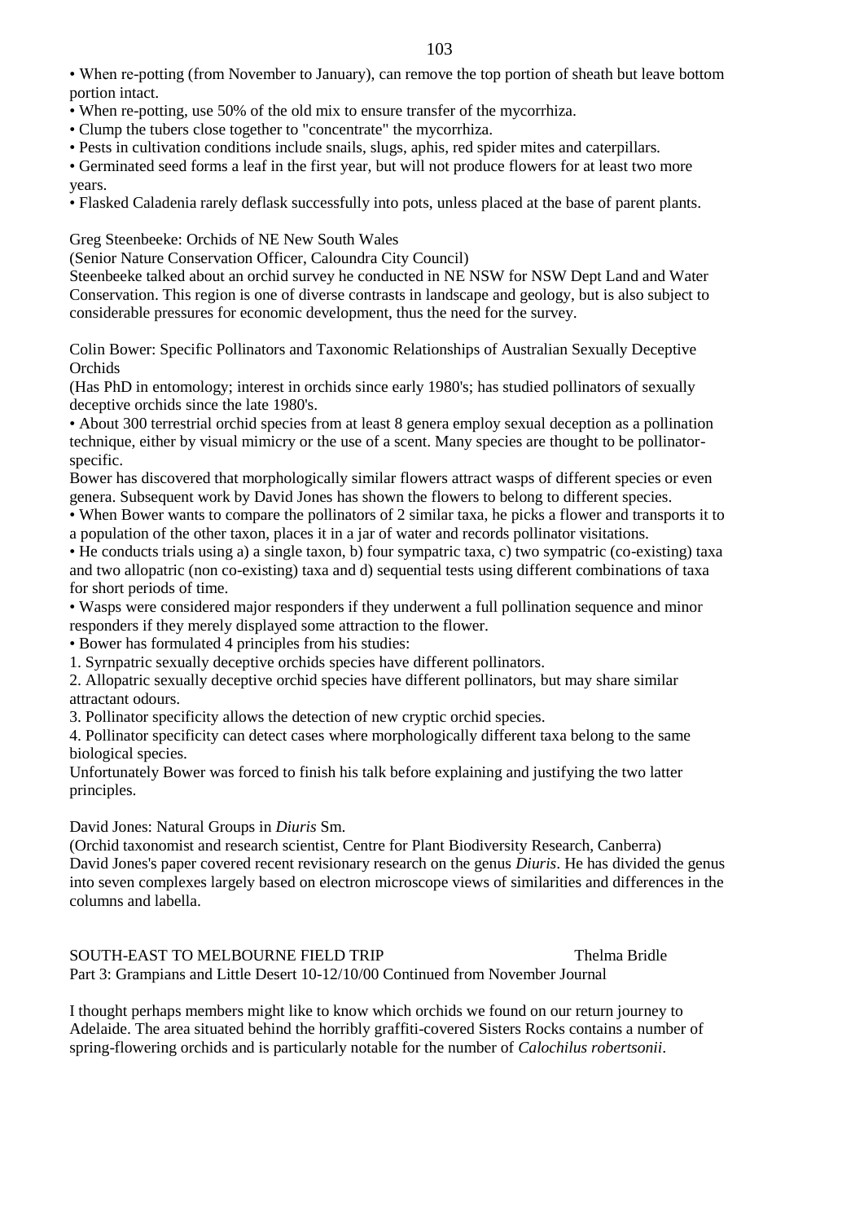- When re-potting (from November to January), can remove the top portion of sheath but leave bottom portion intact.
- When re-potting, use 50% of the old mix to ensure transfer of the mycorrhiza.
- Clump the tubers close together to "concentrate" the mycorrhiza.
- Pests in cultivation conditions include snails, slugs, aphis, red spider mites and caterpillars.
- Germinated seed forms a leaf in the first year, but will not produce flowers for at least two more years.
- Flasked Caladenia rarely deflask successfully into pots, unless placed at the base of parent plants.

Greg Steenbeeke: Orchids of NE New South Wales
(Senior Nature Conservation Officer, Caloundra City Council)
Steenbeeke talked about an orchid survey he conducted in NE NSW for NSW Dept Land and Water Conservation. This region is one of diverse contrasts in landscape and geology, but is also subject to considerable pressures for economic development, thus the need for the survey.

Colin Bower: Specific Pollinators and Taxonomic Relationships of Australian Sexually Deceptive Orchids
(Has PhD in entomology; interest in orchids since early 1980's; has studied pollinators of sexually deceptive orchids since the late 1980's.

- About 300 terrestrial orchid species from at least 8 genera employ sexual deception as a pollination technique, either by visual mimicry or the use of a scent. Many species are thought to be pollinator-specific.

Bower has discovered that morphologically similar flowers attract wasps of different species or even genera. Subsequent work by David Jones has shown the flowers to belong to different species.

- When Bower wants to compare the pollinators of 2 similar taxa, he picks a flower and transports it to a population of the other taxon, places it in a jar of water and records pollinator visitations.
- He conducts trials using a) a single taxon, b) four sympatric taxa, c) two sympatric (co-existing) taxa and two allopatric (non co-existing) taxa and d) sequential tests using different combinations of taxa for short periods of time.
- Wasps were considered major responders if they underwent a full pollination sequence and minor responders if they merely displayed some attraction to the flower.
- Bower has formulated 4 principles from his studies:

1. Syrnpatric sexually deceptive orchids species have different pollinators.
2. Allopatric sexually deceptive orchid species have different pollinators, but may share similar attractant odours.
3. Pollinator specificity allows the detection of new cryptic orchid species.
4. Pollinator specificity can detect cases where morphologically different taxa belong to the same biological species.

Unfortunately Bower was forced to finish his talk before explaining and justifying the two latter principles.

David Jones: Natural Groups in *Diuris* Sm.
(Orchid taxonomist and research scientist, Centre for Plant Biodiversity Research, Canberra)
David Jones's paper covered recent revisionary research on the genus *Diuris*. He has divided the genus into seven complexes largely based on electron microscope views of similarities and differences in the columns and labella.

## SOUTH-EAST TO MELBOURNE FIELD TRIP — Thelma Bridle

Part 3: Grampians and Little Desert 10-12/10/00 Continued from November Journal

I thought perhaps members might like to know which orchids we found on our return journey to Adelaide. The area situated behind the horribly graffiti-covered Sisters Rocks contains a number of spring-flowering orchids and is particularly notable for the number of *Calochilus robertsonii*.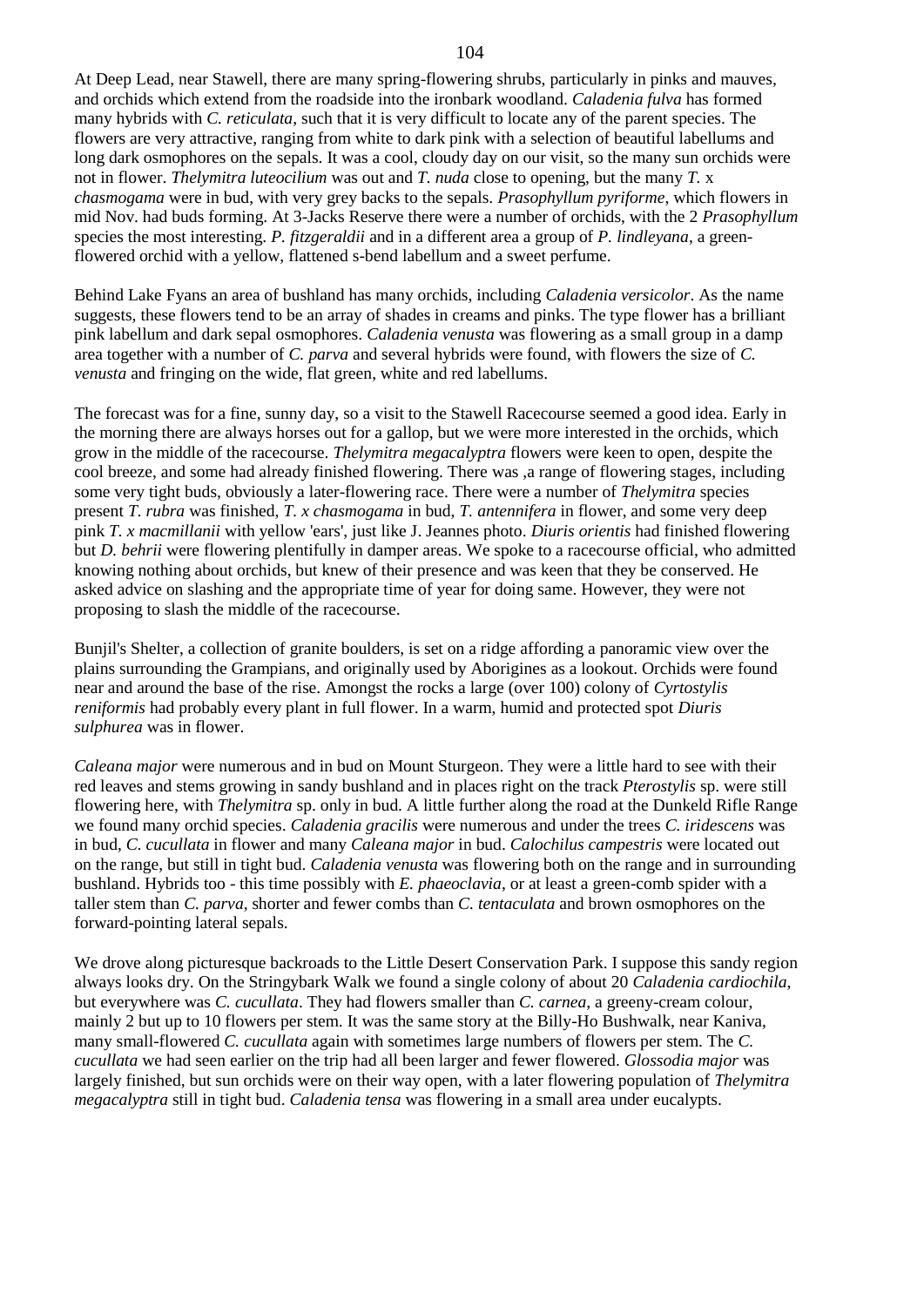At Deep Lead, near Stawell, there are many spring-flowering shrubs, particularly in pinks and mauves, and orchids which extend from the roadside into the ironbark woodland. *Caladenia fulva* has formed many hybrids with *C. reticulata*, such that it is very difficult to locate any of the parent species. The flowers are very attractive, ranging from white to dark pink with a selection of beautiful labellums and long dark osmophores on the sepals. It was a cool, cloudy day on our visit, so the many sun orchids were not in flower. *Thelymitra luteocilium* was out and *T. nuda* close to opening, but the many *T.* x *chasmogama* were in bud, with very grey backs to the sepals. *Prasophyllum pyriforme*, which flowers in mid Nov. had buds forming. At 3-Jacks Reserve there were a number of orchids, with the 2 *Prasophyllum* species the most interesting. *P. fitzgeraldii* and in a different area a group of *P. lindleyana*, a green-flowered orchid with a yellow, flattened s-bend labellum and a sweet perfume.

Behind Lake Fyans an area of bushland has many orchids, including *Caladenia versicolor*. As the name suggests, these flowers tend to be an array of shades in creams and pinks. The type flower has a brilliant pink labellum and dark sepal osmophores. *Caladenia venusta* was flowering as a small group in a damp area together with a number of *C. parva* and several hybrids were found, with flowers the size of *C. venusta* and fringing on the wide, flat green, white and red labellums.

The forecast was for a fine, sunny day, so a visit to the Stawell Racecourse seemed a good idea. Early in the morning there are always horses out for a gallop, but we were more interested in the orchids, which grow in the middle of the racecourse. *Thelymitra megacalyptra* flowers were keen to open, despite the cool breeze, and some had already finished flowering. There was ,a range of flowering stages, including some very tight buds, obviously a later-flowering race. There were a number of *Thelymitra* species present *T. rubra* was finished, *T. x chasmogama* in bud, *T. antennifera* in flower, and some very deep pink *T. x macmillanii* with yellow 'ears', just like J. Jeannes photo. *Diuris orientis* had finished flowering but *D. behrii* were flowering plentifully in damper areas. We spoke to a racecourse official, who admitted knowing nothing about orchids, but knew of their presence and was keen that they be conserved. He asked advice on slashing and the appropriate time of year for doing same. However, they were not proposing to slash the middle of the racecourse.

Bunjil's Shelter, a collection of granite boulders, is set on a ridge affording a panoramic view over the plains surrounding the Grampians, and originally used by Aborigines as a lookout. Orchids were found near and around the base of the rise. Amongst the rocks a large (over 100) colony of *Cyrtostylis reniformis* had probably every plant in full flower. In a warm, humid and protected spot *Diuris sulphurea* was in flower.

*Caleana major* were numerous and in bud on Mount Sturgeon. They were a little hard to see with their red leaves and stems growing in sandy bushland and in places right on the track *Pterostylis* sp. were still flowering here, with *Thelymitra* sp. only in bud. A little further along the road at the Dunkeld Rifle Range we found many orchid species. *Caladenia gracilis* were numerous and under the trees *C. iridescens* was in bud, *C. cucullata* in flower and many *Caleana major* in bud. *Calochilus campestris* were located out on the range, but still in tight bud. *Caladenia venusta* was flowering both on the range and in surrounding bushland. Hybrids too - this time possibly with *E. phaeoclavia*, or at least a green-comb spider with a taller stem than *C. parva*, shorter and fewer combs than *C. tentaculata* and brown osmophores on the forward-pointing lateral sepals.

We drove along picturesque backroads to the Little Desert Conservation Park. I suppose this sandy region always looks dry. On the Stringybark Walk we found a single colony of about 20 *Caladenia cardiochila*, but everywhere was *C. cucullata*. They had flowers smaller than *C. carnea*, a greeny-cream colour, mainly 2 but up to 10 flowers per stem. It was the same story at the Billy-Ho Bushwalk, near Kaniva, many small-flowered *C. cucullata* again with sometimes large numbers of flowers per stem. The *C. cucullata* we had seen earlier on the trip had all been larger and fewer flowered. *Glossodia major* was largely finished, but sun orchids were on their way open, with a later flowering population of *Thelymitra megacalyptra* still in tight bud. *Caladenia tensa* was flowering in a small area under eucalypts.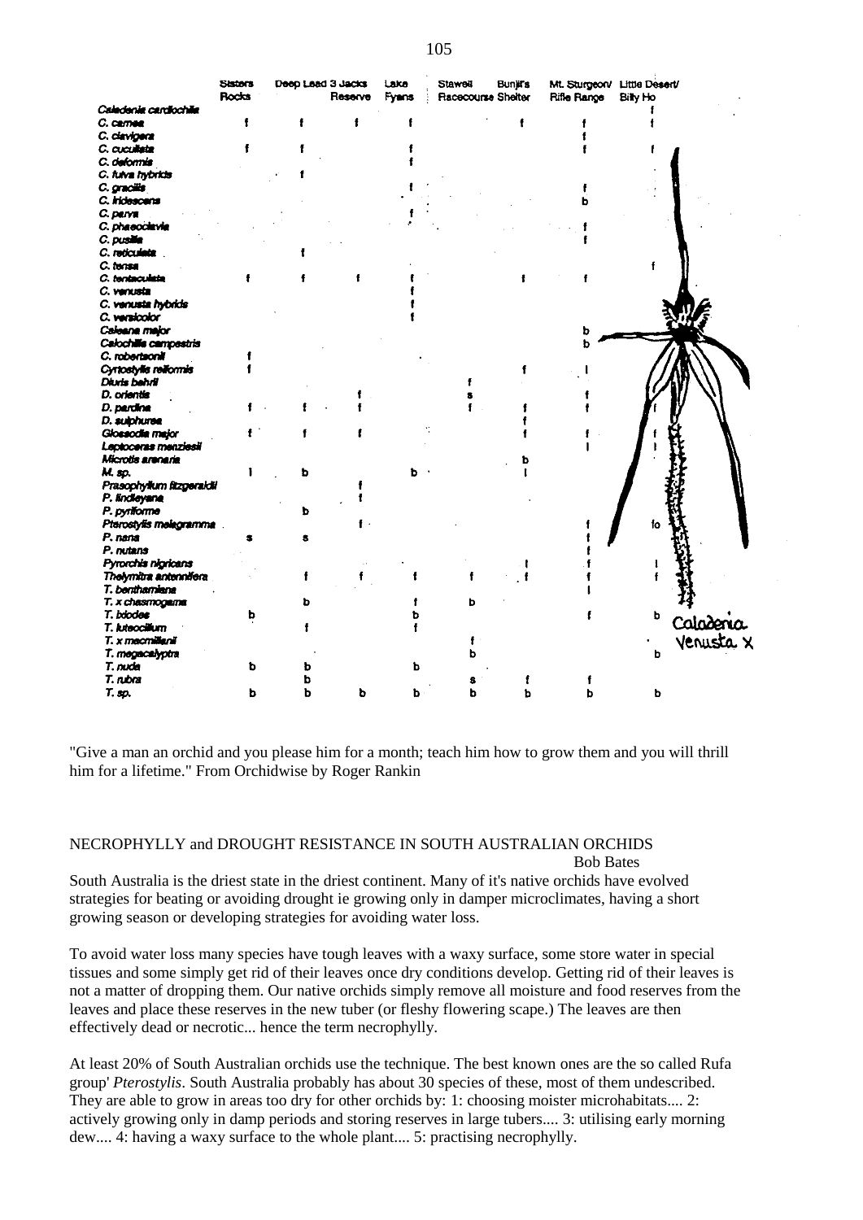| | Sisters Rocks | Deep Lead | 3 Jacks Reserve | Lake Fyans | Stawell Racecourse | Bunjil's Shelter | Mt. Sturgeon/ Rifle Range | Little Desert/ Billy Ho |
|---|---|---|---|---|---|---|---|---|
| *Caladenia cardiochila* | | | | | | | | f |
| *C. carnea* | f | f | f | f | | f | f | f |
| *C. clavigera* | | | | | | | f | |
| *C. cucullata* | f | f | | f | | | f | f |
| *C. deformis* | | | | f | | | | |
| *C. fulva hybrids* | | f | | | | | | |
| *C. gracilis* | | | | f | | | f | |
| *C. iridescens* | | | | | | | b | |
| *C. parva* | | | | f | | | | |
| *C. phaeoclavia* | | | | | | | f | |
| *C. pusilla* | | | | | | | f | |
| *C. reticulata* | | f | | | | | | |
| *C. tensa* | | | | | | | | f |
| *C. tentaculata* | f | f | f | f | | f | f | |
| *C. venusta* | | | | f | | | | |
| *C. venusta hybrids* | | | | f | | | | |
| *C. versicolor* | | | | f | | | | |
| *Caleana major* | | | | | | | b | |
| *Calochilus campestris* | | | | | | | b | |
| *C. robertsonii* | f | | | | | | | |
| *Cyrtostylis reniformis* | f | | | | | f | l | |
| *Diuris behrii* | | | | | f | | | |
| *D. orientis* | | | f | | s | | f | |
| *D. pardina* | f | f | f | | f | f | f | f |
| *D. sulphurea* | | | | | | f | | |
| *Glossodia major* | f | f | f | | | f | f | f |
| *Leptoceras menziesii* | | | | | | | l | l |
| *Microtis arenaria* | | | | | | b | | |
| *M. sp.* | l | b | | b | | l | | |
| *Prasophyllum fitzgeraldii* | | | f | | | | | |
| *P. lindleyana* | | | f | | | | | |
| *P. pyriforme* | | b | | | | | | |
| *Pterostylis melagramma* | | | f | | | | f | fo |
| *P. nana* | s | s | | | | | f | |
| *P. nutans* | | | | | | | f | |
| *Pyrorchis nigricans* | | | | | | l | f | l |
| *Thelymitra antennifera* | | f | f | f | f | f | f | f |
| *T. benthamiana* | | | | | | | l | |
| *T. x chasmogama* | | b | | f | b | | | |
| *T. ixiodes* | b | | | b | | | f | b |
| *T. luteocilium* | | f | | f | | | | |
| *T. x macmillanii* | | | | | f | | | |
| *T. megacalyptra* | | | | | b | | | b |
| *T. nuda* | b | b | | b | | | | |
| *T. rubra* | | b | | | s | f | f | |
| *T. sp.* | b | b | b | b | b | b | b | b |

Caladenia venusta x

"Give a man an orchid and you please him for a month; teach him how to grow them and you will thrill him for a lifetime." From Orchidwise by Roger Rankin

## NECROPHYLLY and DROUGHT RESISTANCE IN SOUTH AUSTRALIAN ORCHIDS

Bob Bates

South Australia is the driest state in the driest continent. Many of it's native orchids have evolved strategies for beating or avoiding drought ie growing only in damper microclimates, having a short growing season or developing strategies for avoiding water loss.

To avoid water loss many species have tough leaves with a waxy surface, some store water in special tissues and some simply get rid of their leaves once dry conditions develop. Getting rid of their leaves is not a matter of dropping them. Our native orchids simply remove all moisture and food reserves from the leaves and place these reserves in the new tuber (or fleshy flowering scape.) The leaves are then effectively dead or necrotic... hence the term necrophylly.

At least 20% of South Australian orchids use the technique. The best known ones are the so called Rufa group' *Pterostylis*. South Australia probably has about 30 species of these, most of them undescribed. They are able to grow in areas too dry for other orchids by: 1: choosing moister microhabitats.... 2: actively growing only in damp periods and storing reserves in large tubers.... 3: utilising early morning dew.... 4: having a waxy surface to the whole plant.... 5: practising necrophylly.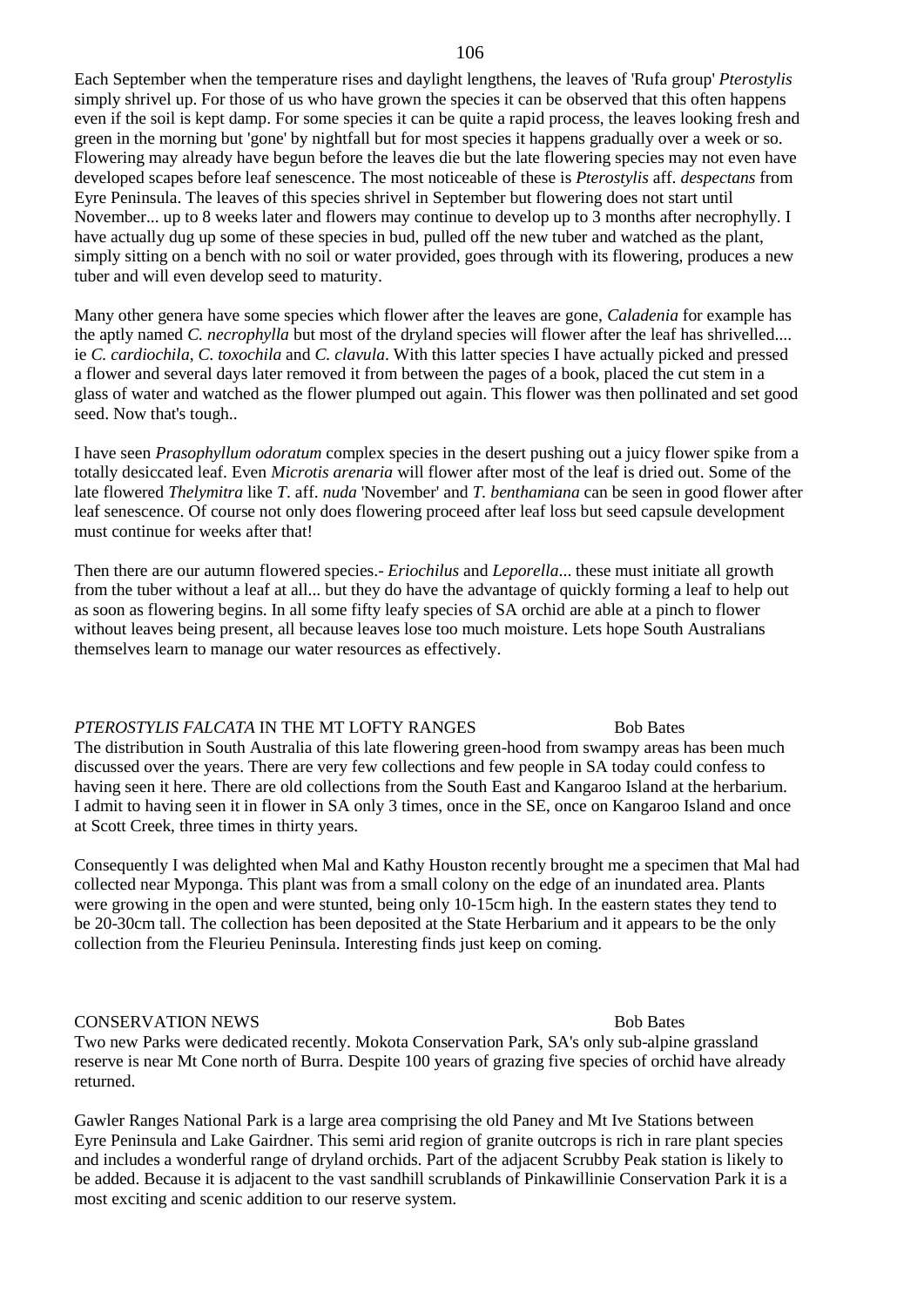Each September when the temperature rises and daylight lengthens, the leaves of 'Rufa group' *Pterostylis* simply shrivel up. For those of us who have grown the species it can be observed that this often happens even if the soil is kept damp. For some species it can be quite a rapid process, the leaves looking fresh and green in the morning but 'gone' by nightfall but for most species it happens gradually over a week or so. Flowering may already have begun before the leaves die but the late flowering species may not even have developed scapes before leaf senescence. The most noticeable of these is *Pterostylis* aff. *despectans* from Eyre Peninsula. The leaves of this species shrivel in September but flowering does not start until November... up to 8 weeks later and flowers may continue to develop up to 3 months after necrophylly. I have actually dug up some of these species in bud, pulled off the new tuber and watched as the plant, simply sitting on a bench with no soil or water provided, goes through with its flowering, produces a new tuber and will even develop seed to maturity.

Many other genera have some species which flower after the leaves are gone, *Caladenia* for example has the aptly named *C. necrophylla* but most of the dryland species will flower after the leaf has shrivelled.... ie *C. cardiochila*, *C. toxochila* and *C. clavula*. With this latter species I have actually picked and pressed a flower and several days later removed it from between the pages of a book, placed the cut stem in a glass of water and watched as the flower plumped out again. This flower was then pollinated and set good seed. Now that's tough..

I have seen *Prasophyllum odoratum* complex species in the desert pushing out a juicy flower spike from a totally desiccated leaf. Even *Microtis arenaria* will flower after most of the leaf is dried out. Some of the late flowered *Thelymitra* like *T*. aff. *nuda* 'November' and *T. benthamiana* can be seen in good flower after leaf senescence. Of course not only does flowering proceed after leaf loss but seed capsule development must continue for weeks after that!

Then there are our autumn flowered species.- *Eriochilus* and *Leporella*... these must initiate all growth from the tuber without a leaf at all... but they do have the advantage of quickly forming a leaf to help out as soon as flowering begins. In all some fifty leafy species of SA orchid are able at a pinch to flower without leaves being present, all because leaves lose too much moisture. Lets hope South Australians themselves learn to manage our water resources as effectively.

## *PTEROSTYLIS FALCATA* IN THE MT LOFTY RANGES — Bob Bates

The distribution in South Australia of this late flowering green-hood from swampy areas has been much discussed over the years. There are very few collections and few people in SA today could confess to having seen it here. There are old collections from the South East and Kangaroo Island at the herbarium. I admit to having seen it in flower in SA only 3 times, once in the SE, once on Kangaroo Island and once at Scott Creek, three times in thirty years.

Consequently I was delighted when Mal and Kathy Houston recently brought me a specimen that Mal had collected near Myponga. This plant was from a small colony on the edge of an inundated area. Plants were growing in the open and were stunted, being only 10-15cm high. In the eastern states they tend to be 20-30cm tall. The collection has been deposited at the State Herbarium and it appears to be the only collection from the Fleurieu Peninsula. Interesting finds just keep on coming.

## CONSERVATION NEWS — Bob Bates

Two new Parks were dedicated recently. Mokota Conservation Park, SA's only sub-alpine grassland reserve is near Mt Cone north of Burra. Despite 100 years of grazing five species of orchid have already returned.

Gawler Ranges National Park is a large area comprising the old Paney and Mt Ive Stations between Eyre Peninsula and Lake Gairdner. This semi arid region of granite outcrops is rich in rare plant species and includes a wonderful range of dryland orchids. Part of the adjacent Scrubby Peak station is likely to be added. Because it is adjacent to the vast sandhill scrublands of Pinkawillinie Conservation Park it is a most exciting and scenic addition to our reserve system.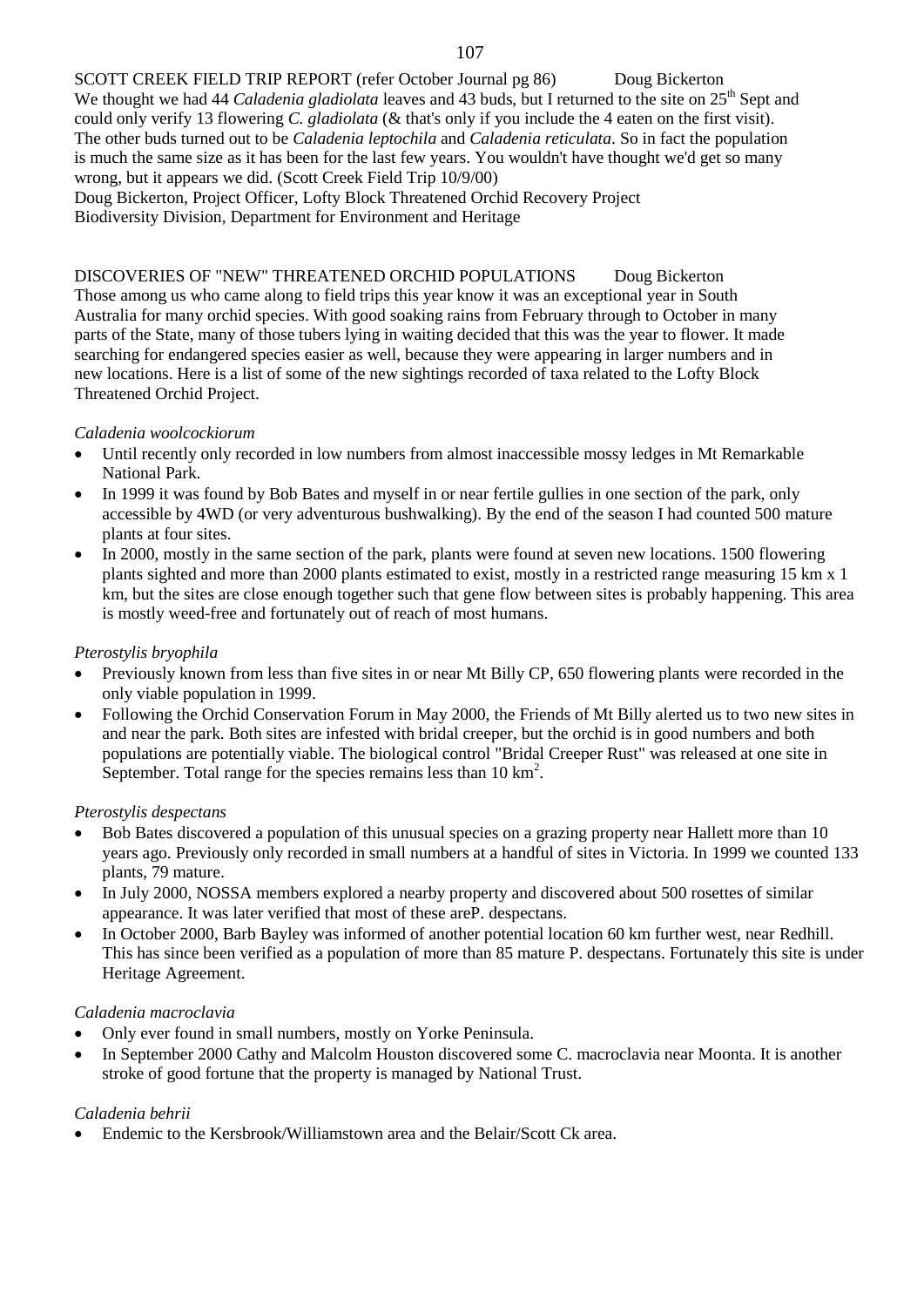SCOTT CREEK FIELD TRIP REPORT (refer October Journal pg 86) Doug Bickerton

We thought we had 44 *Caladenia gladiolata* leaves and 43 buds, but I returned to the site on 25th Sept and could only verify 13 flowering *C. gladiolata* (& that's only if you include the 4 eaten on the first visit). The other buds turned out to be *Caladenia leptochila* and *Caladenia reticulata*. So in fact the population is much the same size as it has been for the last few years. You wouldn't have thought we'd get so many wrong, but it appears we did. (Scott Creek Field Trip 10/9/00)

Doug Bickerton, Project Officer, Lofty Block Threatened Orchid Recovery Project
Biodiversity Division, Department for Environment and Heritage

DISCOVERIES OF "NEW" THREATENED ORCHID POPULATIONS Doug Bickerton

Those among us who came along to field trips this year know it was an exceptional year in South Australia for many orchid species. With good soaking rains from February through to October in many parts of the State, many of those tubers lying in waiting decided that this was the year to flower. It made searching for endangered species easier as well, because they were appearing in larger numbers and in new locations. Here is a list of some of the new sightings recorded of taxa related to the Lofty Block Threatened Orchid Project.

*Caladenia woolcockiorum*

- Until recently only recorded in low numbers from almost inaccessible mossy ledges in Mt Remarkable National Park.
- In 1999 it was found by Bob Bates and myself in or near fertile gullies in one section of the park, only accessible by 4WD (or very adventurous bushwalking). By the end of the season I had counted 500 mature plants at four sites.
- In 2000, mostly in the same section of the park, plants were found at seven new locations. 1500 flowering plants sighted and more than 2000 plants estimated to exist, mostly in a restricted range measuring 15 km x 1 km, but the sites are close enough together such that gene flow between sites is probably happening. This area is mostly weed-free and fortunately out of reach of most humans.

*Pterostylis bryophila*

- Previously known from less than five sites in or near Mt Billy CP, 650 flowering plants were recorded in the only viable population in 1999.
- Following the Orchid Conservation Forum in May 2000, the Friends of Mt Billy alerted us to two new sites in and near the park. Both sites are infested with bridal creeper, but the orchid is in good numbers and both populations are potentially viable. The biological control "Bridal Creeper Rust" was released at one site in September. Total range for the species remains less than 10 $km^2$.

*Pterostylis despectans*

- Bob Bates discovered a population of this unusual species on a grazing property near Hallett more than 10 years ago. Previously only recorded in small numbers at a handful of sites in Victoria. In 1999 we counted 133 plants, 79 mature.
- In July 2000, NOSSA members explored a nearby property and discovered about 500 rosettes of similar appearance. It was later verified that most of these areP. despectans.
- In October 2000, Barb Bayley was informed of another potential location 60 km further west, near Redhill. This has since been verified as a population of more than 85 mature P. despectans. Fortunately this site is under Heritage Agreement.

*Caladenia macroclavia*

- Only ever found in small numbers, mostly on Yorke Peninsula.
- In September 2000 Cathy and Malcolm Houston discovered some C. macroclavia near Moonta. It is another stroke of good fortune that the property is managed by National Trust.

*Caladenia behrii*

- Endemic to the Kersbrook/Williamstown area and the Belair/Scott Ck area.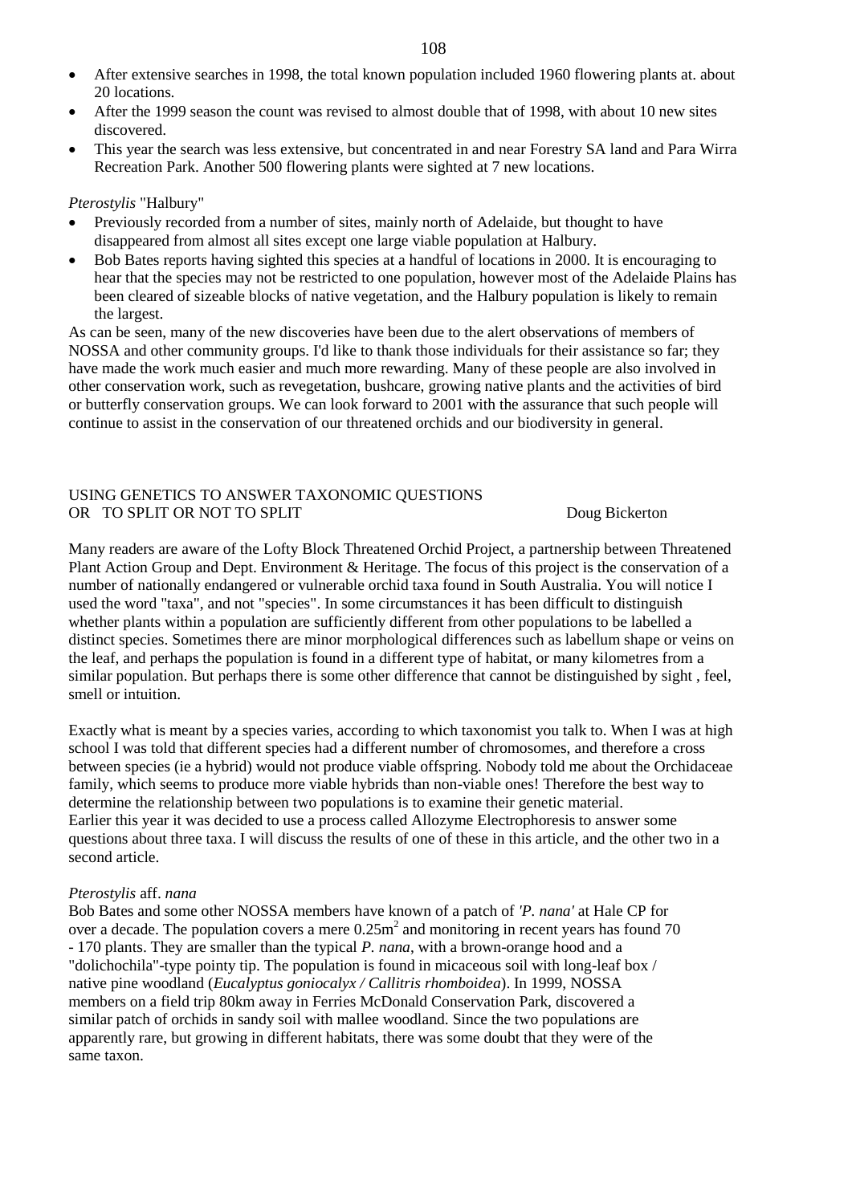- After extensive searches in 1998, the total known population included 1960 flowering plants at. about 20 locations.
- After the 1999 season the count was revised to almost double that of 1998, with about 10 new sites discovered.
- This year the search was less extensive, but concentrated in and near Forestry SA land and Para Wirra Recreation Park. Another 500 flowering plants were sighted at 7 new locations.

*Pterostylis* "Halbury"

- Previously recorded from a number of sites, mainly north of Adelaide, but thought to have disappeared from almost all sites except one large viable population at Halbury.
- Bob Bates reports having sighted this species at a handful of locations in 2000. It is encouraging to hear that the species may not be restricted to one population, however most of the Adelaide Plains has been cleared of sizeable blocks of native vegetation, and the Halbury population is likely to remain the largest.

As can be seen, many of the new discoveries have been due to the alert observations of members of NOSSA and other community groups. I'd like to thank those individuals for their assistance so far; they have made the work much easier and much more rewarding. Many of these people are also involved in other conservation work, such as revegetation, bushcare, growing native plants and the activities of bird or butterfly conservation groups. We can look forward to 2001 with the assurance that such people will continue to assist in the conservation of our threatened orchids and our biodiversity in general.

## USING GENETICS TO ANSWER TAXONOMIC QUESTIONS OR TO SPLIT OR NOT TO SPLIT

Doug Bickerton

Many readers are aware of the Lofty Block Threatened Orchid Project, a partnership between Threatened Plant Action Group and Dept. Environment & Heritage. The focus of this project is the conservation of a number of nationally endangered or vulnerable orchid taxa found in South Australia. You will notice I used the word "taxa", and not "species". In some circumstances it has been difficult to distinguish whether plants within a population are sufficiently different from other populations to be labelled a distinct species. Sometimes there are minor morphological differences such as labellum shape or veins on the leaf, and perhaps the population is found in a different type of habitat, or many kilometres from a similar population. But perhaps there is some other difference that cannot be distinguished by sight , feel, smell or intuition.

Exactly what is meant by a species varies, according to which taxonomist you talk to. When I was at high school I was told that different species had a different number of chromosomes, and therefore a cross between species (ie a hybrid) would not produce viable offspring. Nobody told me about the Orchidaceae family, which seems to produce more viable hybrids than non-viable ones! Therefore the best way to determine the relationship between two populations is to examine their genetic material.
Earlier this year it was decided to use a process called Allozyme Electrophoresis to answer some questions about three taxa. I will discuss the results of one of these in this article, and the other two in a second article.

*Pterostylis* aff. *nana*

Bob Bates and some other NOSSA members have known of a patch of *'P. nana'* at Hale CP for over a decade. The population covers a mere $0.25m^2$ and monitoring in recent years has found 70 - 170 plants. They are smaller than the typical *P. nana*, with a brown-orange hood and a "dolichochila"-type pointy tip. The population is found in micaceous soil with long-leaf box / native pine woodland (*Eucalyptus goniocalyx / Callitris rhomboidea*). In 1999, NOSSA members on a field trip 80km away in Ferries McDonald Conservation Park, discovered a similar patch of orchids in sandy soil with mallee woodland. Since the two populations are apparently rare, but growing in different habitats, there was some doubt that they were of the same taxon.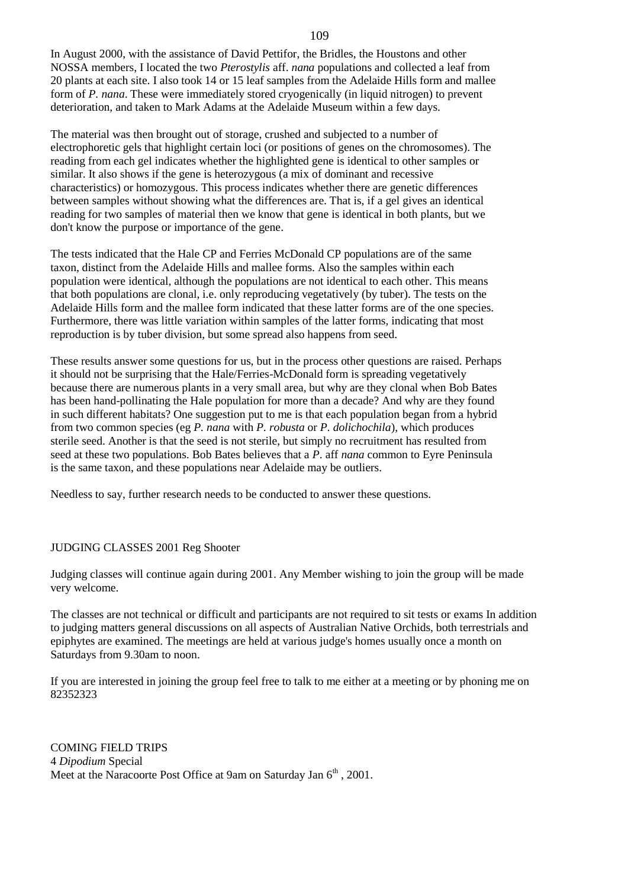In August 2000, with the assistance of David Pettifor, the Bridles, the Houstons and other NOSSA members, I located the two *Pterostylis* aff. *nana* populations and collected a leaf from 20 plants at each site. I also took 14 or 15 leaf samples from the Adelaide Hills form and mallee form of *P. nana*. These were immediately stored cryogenically (in liquid nitrogen) to prevent deterioration, and taken to Mark Adams at the Adelaide Museum within a few days.

The material was then brought out of storage, crushed and subjected to a number of electrophoretic gels that highlight certain loci (or positions of genes on the chromosomes). The reading from each gel indicates whether the highlighted gene is identical to other samples or similar. It also shows if the gene is heterozygous (a mix of dominant and recessive characteristics) or homozygous. This process indicates whether there are genetic differences between samples without showing what the differences are. That is, if a gel gives an identical reading for two samples of material then we know that gene is identical in both plants, but we don't know the purpose or importance of the gene.

The tests indicated that the Hale CP and Ferries McDonald CP populations are of the same taxon, distinct from the Adelaide Hills and mallee forms. Also the samples within each population were identical, although the populations are not identical to each other. This means that both populations are clonal, i.e. only reproducing vegetatively (by tuber). The tests on the Adelaide Hills form and the mallee form indicated that these latter forms are of the one species. Furthermore, there was little variation within samples of the latter forms, indicating that most reproduction is by tuber division, but some spread also happens from seed.

These results answer some questions for us, but in the process other questions are raised. Perhaps it should not be surprising that the Hale/Ferries-McDonald form is spreading vegetatively because there are numerous plants in a very small area, but why are they clonal when Bob Bates has been hand-pollinating the Hale population for more than a decade? And why are they found in such different habitats? One suggestion put to me is that each population began from a hybrid from two common species (eg *P. nana* with *P. robusta* or *P. dolichochila*), which produces sterile seed. Another is that the seed is not sterile, but simply no recruitment has resulted from seed at these two populations. Bob Bates believes that a *P.* aff *nana* common to Eyre Peninsula is the same taxon, and these populations near Adelaide may be outliers.

Needless to say, further research needs to be conducted to answer these questions.

## JUDGING CLASSES 2001 Reg Shooter

Judging classes will continue again during 2001. Any Member wishing to join the group will be made very welcome.

The classes are not technical or difficult and participants are not required to sit tests or exams In addition to judging matters general discussions on all aspects of Australian Native Orchids, both terrestrials and epiphytes are examined. The meetings are held at various judge's homes usually once a month on Saturdays from 9.30am to noon.

If you are interested in joining the group feel free to talk to me either at a meeting or by phoning me on 82352323

## COMING FIELD TRIPS

4 *Dipodium* Special

Meet at the Naracoorte Post Office at 9am on Saturday Jan 6th, 2001.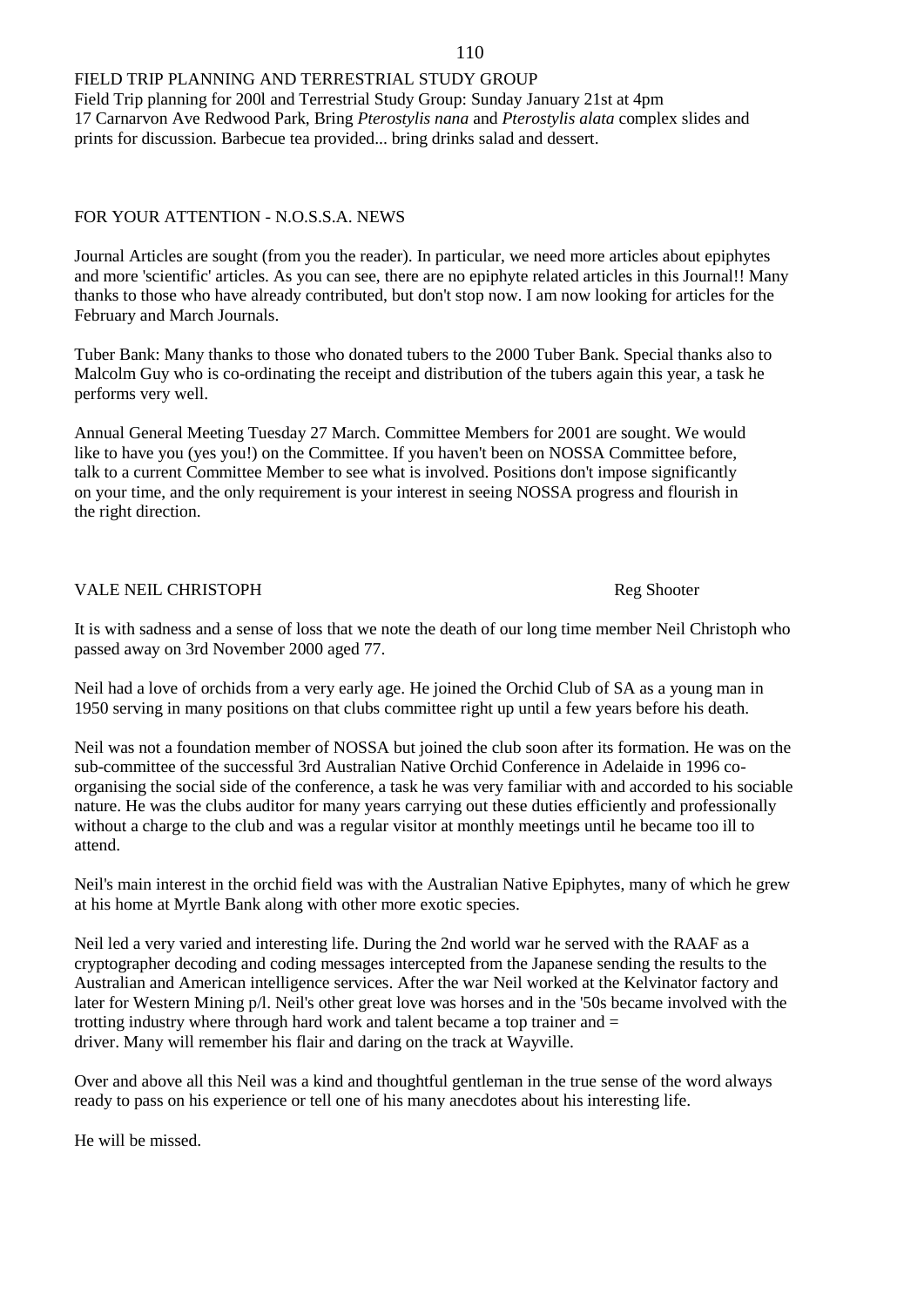## FIELD TRIP PLANNING AND TERRESTRIAL STUDY GROUP

Field Trip planning for 200l and Terrestrial Study Group: Sunday January 21st at 4pm
17 Carnarvon Ave Redwood Park, Bring *Pterostylis nana* and *Pterostylis alata* complex slides and prints for discussion. Barbecue tea provided... bring drinks salad and dessert.

## FOR YOUR ATTENTION - N.O.S.S.A. NEWS

Journal Articles are sought (from you the reader). In particular, we need more articles about epiphytes and more 'scientific' articles. As you can see, there are no epiphyte related articles in this Journal!! Many thanks to those who have already contributed, but don't stop now. I am now looking for articles for the February and March Journals.

Tuber Bank: Many thanks to those who donated tubers to the 2000 Tuber Bank. Special thanks also to Malcolm Guy who is co-ordinating the receipt and distribution of the tubers again this year, a task he performs very well.

Annual General Meeting Tuesday 27 March. Committee Members for 2001 are sought. We would like to have you (yes you!) on the Committee. If you haven't been on NOSSA Committee before, talk to a current Committee Member to see what is involved. Positions don't impose significantly on your time, and the only requirement is your interest in seeing NOSSA progress and flourish in the right direction.

## VALE NEIL CHRISTOPH

Reg Shooter

It is with sadness and a sense of loss that we note the death of our long time member Neil Christoph who passed away on 3rd November 2000 aged 77.

Neil had a love of orchids from a very early age. He joined the Orchid Club of SA as a young man in 1950 serving in many positions on that clubs committee right up until a few years before his death.

Neil was not a foundation member of NOSSA but joined the club soon after its formation. He was on the sub-committee of the successful 3rd Australian Native Orchid Conference in Adelaide in 1996 co-organising the social side of the conference, a task he was very familiar with and accorded to his sociable nature. He was the clubs auditor for many years carrying out these duties efficiently and professionally without a charge to the club and was a regular visitor at monthly meetings until he became too ill to attend.

Neil's main interest in the orchid field was with the Australian Native Epiphytes, many of which he grew at his home at Myrtle Bank along with other more exotic species.

Neil led a very varied and interesting life. During the 2nd world war he served with the RAAF as a cryptographer decoding and coding messages intercepted from the Japanese sending the results to the Australian and American intelligence services. After the war Neil worked at the Kelvinator factory and later for Western Mining p/l. Neil's other great love was horses and in the '50s became involved with the trotting industry where through hard work and talent became a top trainer and = driver. Many will remember his flair and daring on the track at Wayville.

Over and above all this Neil was a kind and thoughtful gentleman in the true sense of the word always ready to pass on his experience or tell one of his many anecdotes about his interesting life.

He will be missed.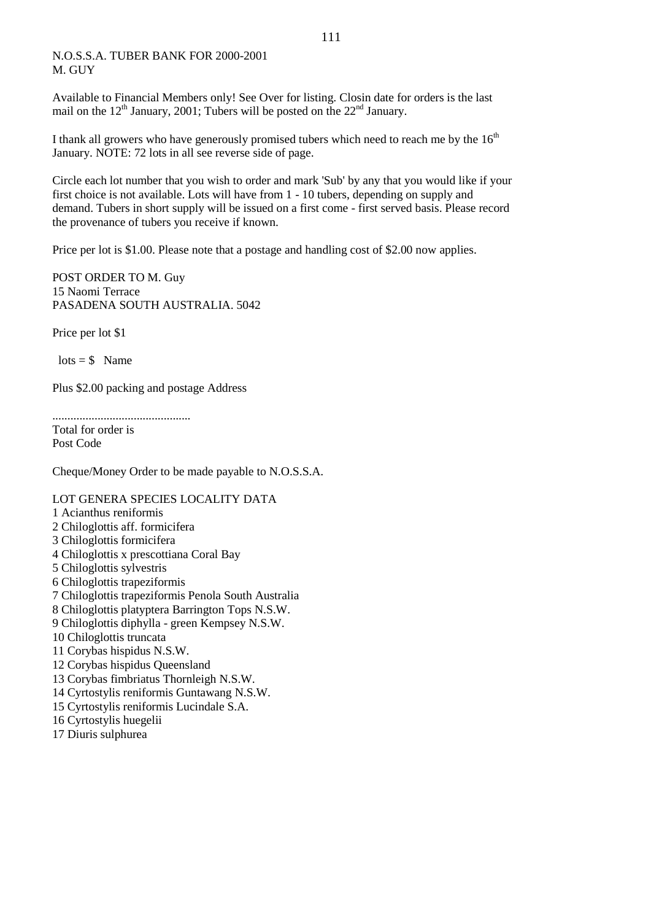N.O.S.S.A. TUBER BANK FOR 2000-2001
M. GUY

Available to Financial Members only! See Over for listing. Closin date for orders is the last mail on the 12th January, 2001; Tubers will be posted on the 22nd January.

I thank all growers who have generously promised tubers which need to reach me by the 16th January. NOTE: 72 lots in all see reverse side of page.

Circle each lot number that you wish to order and mark 'Sub' by any that you would like if your first choice is not available. Lots will have from 1 - 10 tubers, depending on supply and demand. Tubers in short supply will be issued on a first come - first served basis. Please record the provenance of tubers you receive if known.

Price per lot is $1.00. Please note that a postage and handling cost of $2.00 now applies.

POST ORDER TO M. Guy
15 Naomi Terrace
PASADENA SOUTH AUSTRALIA. 5042

Price per lot $1

lots = $ Name

Plus $2.00 packing and postage Address

.............................................
Total for order is
Post Code

Cheque/Money Order to be made payable to N.O.S.S.A.

LOT GENERA SPECIES LOCALITY DATA
1 Acianthus reniformis
2 Chiloglottis aff. formicifera
3 Chiloglottis formicifera
4 Chiloglottis x prescottiana Coral Bay
5 Chiloglottis sylvestris
6 Chiloglottis trapeziformis
7 Chiloglottis trapeziformis Penola South Australia
8 Chiloglottis platyptera Barrington Tops N.S.W.
9 Chiloglottis diphylla - green Kempsey N.S.W.
10 Chiloglottis truncata
11 Corybas hispidus N.S.W.
12 Corybas hispidus Queensland
13 Corybas fimbriatus Thornleigh N.S.W.
14 Cyrtostylis reniformis Guntawang N.S.W.
15 Cyrtostylis reniformis Lucindale S.A.
16 Cyrtostylis huegelii
17 Diuris sulphurea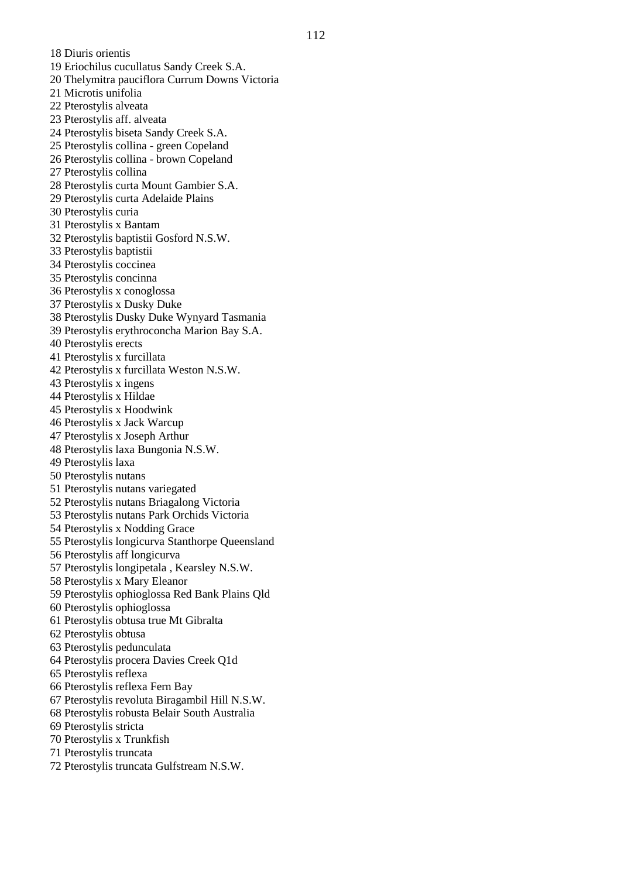18 Diuris orientis
19 Eriochilus cucullatus Sandy Creek S.A.
20 Thelymitra pauciflora Currum Downs Victoria
21 Microtis unifolia
22 Pterostylis alveata
23 Pterostylis aff. alveata
24 Pterostylis biseta Sandy Creek S.A.
25 Pterostylis collina - green Copeland
26 Pterostylis collina - brown Copeland
27 Pterostylis collina
28 Pterostylis curta Mount Gambier S.A.
29 Pterostylis curta Adelaide Plains
30 Pterostylis curia
31 Pterostylis x Bantam
32 Pterostylis baptistii Gosford N.S.W.
33 Pterostylis baptistii
34 Pterostylis coccinea
35 Pterostylis concinna
36 Pterostylis x conoglossa
37 Pterostylis x Dusky Duke
38 Pterostylis Dusky Duke Wynyard Tasmania
39 Pterostylis erythroconcha Marion Bay S.A.
40 Pterostylis erects
41 Pterostylis x furcillata
42 Pterostylis x furcillata Weston N.S.W.
43 Pterostylis x ingens
44 Pterostylis x Hildae
45 Pterostylis x Hoodwink
46 Pterostylis x Jack Warcup
47 Pterostylis x Joseph Arthur
48 Pterostylis laxa Bungonia N.S.W.
49 Pterostylis laxa
50 Pterostylis nutans
51 Pterostylis nutans variegated
52 Pterostylis nutans Briagalong Victoria
53 Pterostylis nutans Park Orchids Victoria
54 Pterostylis x Nodding Grace
55 Pterostylis longicurva Stanthorpe Queensland
56 Pterostylis aff longicurva
57 Pterostylis longipetala , Kearsley N.S.W.
58 Pterostylis x Mary Eleanor
59 Pterostylis ophioglossa Red Bank Plains Qld
60 Pterostylis ophioglossa
61 Pterostylis obtusa true Mt Gibralta
62 Pterostylis obtusa
63 Pterostylis pedunculata
64 Pterostylis procera Davies Creek Q1d
65 Pterostylis reflexa
66 Pterostylis reflexa Fern Bay
67 Pterostylis revoluta Biragambil Hill N.S.W.
68 Pterostylis robusta Belair South Australia
69 Pterostylis stricta
70 Pterostylis x Trunkfish
71 Pterostylis truncata
72 Pterostylis truncata Gulfstream N.S.W.